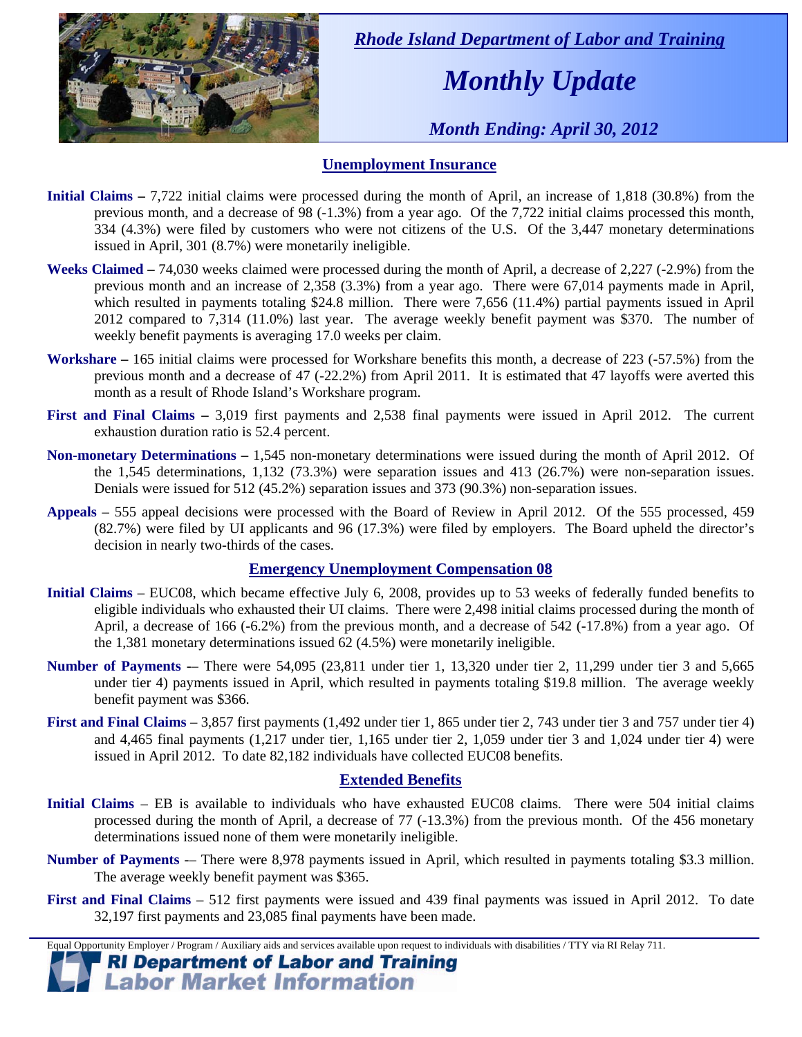*Rhode Island Department of Labor and Training*

# *Monthly Update*

*Month Ending: April 30, 2012*

## Unemployment Insurance

**Initial Claims –** 7,722 initial claims were processed during the month of April, an increase of 1,818 (30.8%) from the previous month, and a decrease of 98 (-1.3%) from a year ago. Of the 7,722 initial claims processed this month, 334 (4.3%) were filed by customers who were not citizens of the U.S. Of the 3,447 monetary determinations issued in April, 301 (8.7%) were monetarily ineligible.

**Weeks Claimed –** 74,030 weeks claimed were processed during the month of April, a decrease of 2,227 (-2.9%) from the previous month and an increase of 2,358 (3.3%) from a year ago. There were 67,014 payments made in April, which resulted in payments totaling $24.8 million. There were 7,656 (11.4%) partial payments issued in April 2012 compared to 7,314 (11.0%) last year. The average weekly benefit payment was $370. The number of weekly benefit payments is averaging 17.0 weeks per claim.

**Workshare –** 165 initial claims were processed for Workshare benefits this month, a decrease of 223 (-57.5%) from the previous month and a decrease of 47 (-22.2%) from April 2011. It is estimated that 47 layoffs were averted this month as a result of Rhode Island's Workshare program.

**First and Final Claims –** 3,019 first payments and 2,538 final payments were issued in April 2012. The current exhaustion duration ratio is 52.4 percent.

**Non-monetary Determinations –** 1,545 non-monetary determinations were issued during the month of April 2012. Of the 1,545 determinations, 1,132 (73.3%) were separation issues and 413 (26.7%) were non-separation issues. Denials were issued for 512 (45.2%) separation issues and 373 (90.3%) non-separation issues.

**Appeals** – 555 appeal decisions were processed with the Board of Review in April 2012. Of the 555 processed, 459 (82.7%) were filed by UI applicants and 96 (17.3%) were filed by employers. The Board upheld the director's decision in nearly two-thirds of the cases.

## Emergency Unemployment Compensation 08

**Initial Claims** – EUC08, which became effective July 6, 2008, provides up to 53 weeks of federally funded benefits to eligible individuals who exhausted their UI claims. There were 2,498 initial claims processed during the month of April, a decrease of 166 (-6.2%) from the previous month, and a decrease of 542 (-17.8%) from a year ago. Of the 1,381 monetary determinations issued 62 (4.5%) were monetarily ineligible.

**Number of Payments** -– There were 54,095 (23,811 under tier 1, 13,320 under tier 2, 11,299 under tier 3 and 5,665 under tier 4) payments issued in April, which resulted in payments totaling $19.8 million. The average weekly benefit payment was $366.

**First and Final Claims** – 3,857 first payments (1,492 under tier 1, 865 under tier 2, 743 under tier 3 and 757 under tier 4) and 4,465 final payments (1,217 under tier, 1,165 under tier 2, 1,059 under tier 3 and 1,024 under tier 4) were issued in April 2012. To date 82,182 individuals have collected EUC08 benefits.

## Extended Benefits

**Initial Claims** – EB is available to individuals who have exhausted EUC08 claims. There were 504 initial claims processed during the month of April, a decrease of 77 (-13.3%) from the previous month. Of the 456 monetary determinations issued none of them were monetarily ineligible.

**Number of Payments** -– There were 8,978 payments issued in April, which resulted in payments totaling $3.3 million. The average weekly benefit payment was $365.

**First and Final Claims** – 512 first payments were issued and 439 final payments was issued in April 2012. To date 32,197 first payments and 23,085 final payments have been made.

Equal Opportunity Employer / Program / Auxiliary aids and services available upon request to individuals with disabilities / TTY via RI Relay 711.

**RI Department of Labor and Training**
**Labor Market Information**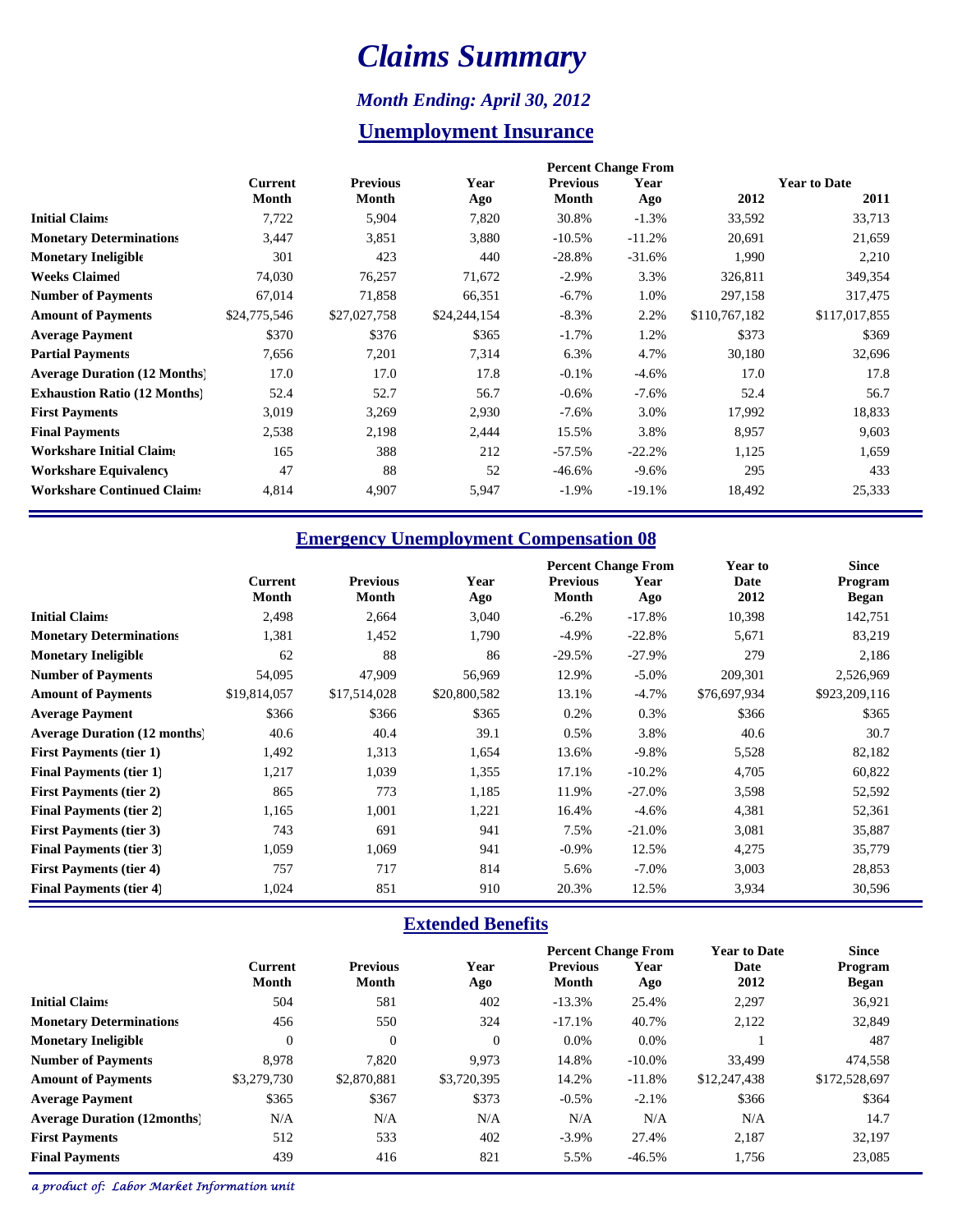# *Claims Summary*

## *Month Ending: April 30, 2012*

## Unemployment Insurance

| | Current Month | Previous Month | Year Ago | Percent Change From Previous Month | Percent Change From Year Ago | Year to Date 2012 | Year to Date 2011 |
|---|---|---|---|---|---|---|---|
| **Initial Claims** | 7,722 | 5,904 | 7,820 | 30.8% | -1.3% | 33,592 | 33,713 |
| **Monetary Determinations** | 3,447 | 3,851 | 3,880 | -10.5% | -11.2% | 20,691 | 21,659 |
| **Monetary Ineligible** | 301 | 423 | 440 | -28.8% | -31.6% | 1,990 | 2,210 |
| **Weeks Claimed** | 74,030 | 76,257 | 71,672 | -2.9% | 3.3% | 326,811 | 349,354 |
| **Number of Payments** | 67,014 | 71,858 | 66,351 | -6.7% | 1.0% | 297,158 | 317,475 |
| **Amount of Payments** | $24,775,546 | $27,027,758 | $24,244,154 | -8.3% | 2.2% | $110,767,182 | $117,017,855 |
| **Average Payment** | $370 | $376 | $365 | -1.7% | 1.2% | $373 | $369 |
| **Partial Payments** | 7,656 | 7,201 | 7,314 | 6.3% | 4.7% | 30,180 | 32,696 |
| **Average Duration (12 Months)** | 17.0 | 17.0 | 17.8 | -0.1% | -4.6% | 17.0 | 17.8 |
| **Exhaustion Ratio (12 Months)** | 52.4 | 52.7 | 56.7 | -0.6% | -7.6% | 52.4 | 56.7 |
| **First Payments** | 3,019 | 3,269 | 2,930 | -7.6% | 3.0% | 17,992 | 18,833 |
| **Final Payments** | 2,538 | 2,198 | 2,444 | 15.5% | 3.8% | 8,957 | 9,603 |
| **Workshare Initial Claims** | 165 | 388 | 212 | -57.5% | -22.2% | 1,125 | 1,659 |
| **Workshare Equivalency** | 47 | 88 | 52 | -46.6% | -9.6% | 295 | 433 |
| **Workshare Continued Claims** | 4,814 | 4,907 | 5,947 | -1.9% | -19.1% | 18,492 | 25,333 |

## Emergency Unemployment Compensation 08

| | Current Month | Previous Month | Year Ago | Percent Change From Previous Month | Percent Change From Year Ago | Year to Date 2012 | Since Program Began |
|---|---|---|---|---|---|---|---|
| **Initial Claims** | 2,498 | 2,664 | 3,040 | -6.2% | -17.8% | 10,398 | 142,751 |
| **Monetary Determinations** | 1,381 | 1,452 | 1,790 | -4.9% | -22.8% | 5,671 | 83,219 |
| **Monetary Ineligible** | 62 | 88 | 86 | -29.5% | -27.9% | 279 | 2,186 |
| **Number of Payments** | 54,095 | 47,909 | 56,969 | 12.9% | -5.0% | 209,301 | 2,526,969 |
| **Amount of Payments** | $19,814,057 | $17,514,028 | $20,800,582 | 13.1% | -4.7% | $76,697,934 | $923,209,116 |
| **Average Payment** | $366 | $366 | $365 | 0.2% | 0.3% | $366 | $365 |
| **Average Duration (12 months)** | 40.6 | 40.4 | 39.1 | 0.5% | 3.8% | 40.6 | 30.7 |
| **First Payments (tier 1)** | 1,492 | 1,313 | 1,654 | 13.6% | -9.8% | 5,528 | 82,182 |
| **Final Payments (tier 1)** | 1,217 | 1,039 | 1,355 | 17.1% | -10.2% | 4,705 | 60,822 |
| **First Payments (tier 2)** | 865 | 773 | 1,185 | 11.9% | -27.0% | 3,598 | 52,592 |
| **Final Payments (tier 2)** | 1,165 | 1,001 | 1,221 | 16.4% | -4.6% | 4,381 | 52,361 |
| **First Payments (tier 3)** | 743 | 691 | 941 | 7.5% | -21.0% | 3,081 | 35,887 |
| **Final Payments (tier 3)** | 1,059 | 1,069 | 941 | -0.9% | 12.5% | 4,275 | 35,779 |
| **First Payments (tier 4)** | 757 | 717 | 814 | 5.6% | -7.0% | 3,003 | 28,853 |
| **Final Payments (tier 4)** | 1,024 | 851 | 910 | 20.3% | 12.5% | 3,934 | 30,596 |

## Extended Benefits

| | Current Month | Previous Month | Year Ago | Percent Change From Previous Month | Percent Change From Year Ago | Year to Date 2012 | Since Program Began |
|---|---|---|---|---|---|---|---|
| **Initial Claims** | 504 | 581 | 402 | -13.3% | 25.4% | 2,297 | 36,921 |
| **Monetary Determinations** | 456 | 550 | 324 | -17.1% | 40.7% | 2,122 | 32,849 |
| **Monetary Ineligible** | 0 | 0 | 0 | 0.0% | 0.0% | 1 | 487 |
| **Number of Payments** | 8,978 | 7,820 | 9,973 | 14.8% | -10.0% | 33,499 | 474,558 |
| **Amount of Payments** | $3,279,730 | $2,870,881 | $3,720,395 | 14.2% | -11.8% | $12,247,438 | $172,528,697 |
| **Average Payment** | $365 | $367 | $373 | -0.5% | -2.1% | $366 | $364 |
| **Average Duration (12months)** | N/A | N/A | N/A | N/A | N/A | N/A | 14.7 |
| **First Payments** | 512 | 533 | 402 | -3.9% | 27.4% | 2,187 | 32,197 |
| **Final Payments** | 439 | 416 | 821 | 5.5% | -46.5% | 1,756 | 23,085 |

*a product of: Labor Market Information unit*